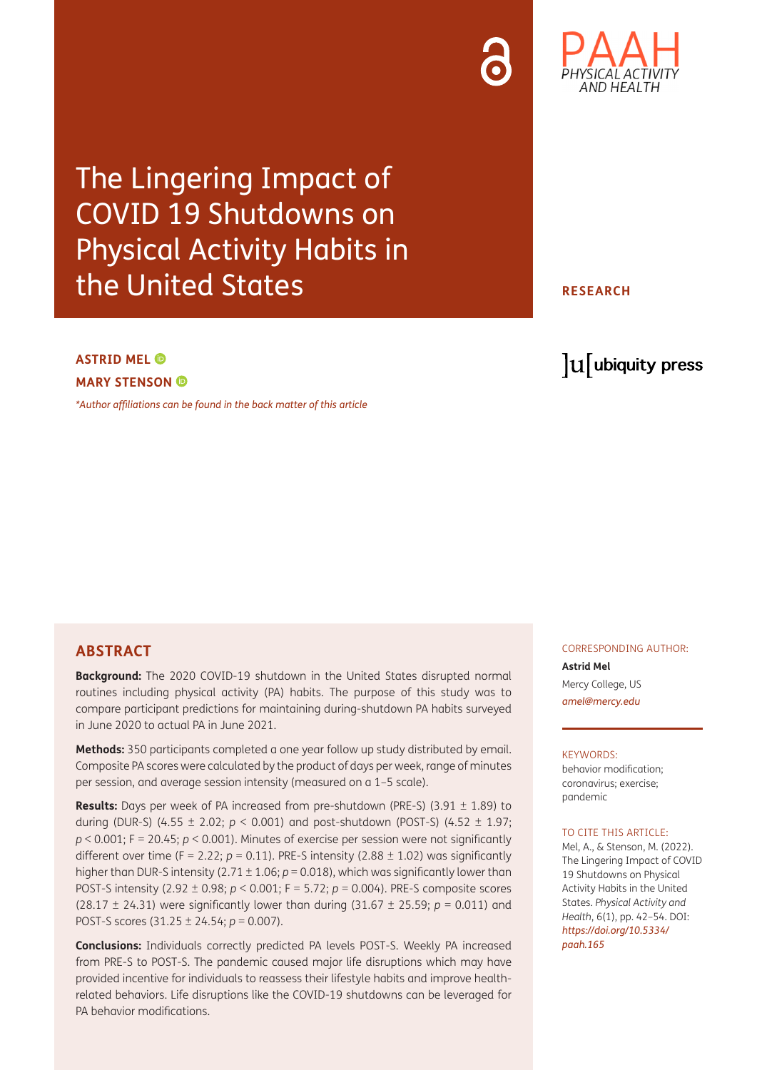PAAH PHYSICAL ACTIVITY AND HEALTH

# The Lingering Impact of COVID 19 Shutdowns on Physical Activity Habits in the United States

**RESEARCH**

**ASTRID MEL**

**MARY STENSON**

*\*Author affiliations can be found in the back matter of this article*

ubiquity press

## ABSTRACT

**Background:** The 2020 COVID-19 shutdown in the United States disrupted normal routines including physical activity (PA) habits. The purpose of this study was to compare participant predictions for maintaining during-shutdown PA habits surveyed in June 2020 to actual PA in June 2021.

**Methods:** 350 participants completed a one year follow up study distributed by email. Composite PA scores were calculated by the product of days per week, range of minutes per session, and average session intensity (measured on a 1–5 scale).

**Results:** Days per week of PA increased from pre-shutdown (PRE-S) (3.91 ± 1.89) to during (DUR-S) (4.55 ± 2.02; $p < 0.001$) and post-shutdown (POST-S) (4.52 ± 1.97; $p < 0.001$; $F = 20.45$; $p < 0.001$). Minutes of exercise per session were not significantly different over time ($F = 2.22$; $p = 0.11$). PRE-S intensity (2.88 ± 1.02) was significantly higher than DUR-S intensity (2.71 ± 1.06; $p = 0.018$), which was significantly lower than POST-S intensity (2.92 ± 0.98; $p < 0.001$; $F = 5.72$; $p = 0.004$). PRE-S composite scores (28.17 ± 24.31) were significantly lower than during (31.67 ± 25.59; $p = 0.011$) and POST-S scores (31.25 ± 24.54; $p = 0.007$).

**Conclusions:** Individuals correctly predicted PA levels POST-S. Weekly PA increased from PRE-S to POST-S. The pandemic caused major life disruptions which may have provided incentive for individuals to reassess their lifestyle habits and improve health-related behaviors. Life disruptions like the COVID-19 shutdowns can be leveraged for PA behavior modifications.

CORRESPONDING AUTHOR:

**Astrid Mel**

Mercy College, US

*amel@mercy.edu*

KEYWORDS:

behavior modification; coronavirus; exercise; pandemic

TO CITE THIS ARTICLE:

Mel, A., & Stenson, M. (2022). The Lingering Impact of COVID 19 Shutdowns on Physical Activity Habits in the United States. *Physical Activity and Health*, 6(1), pp. 42–54. DOI: *https://doi.org/10.5334/paah.165*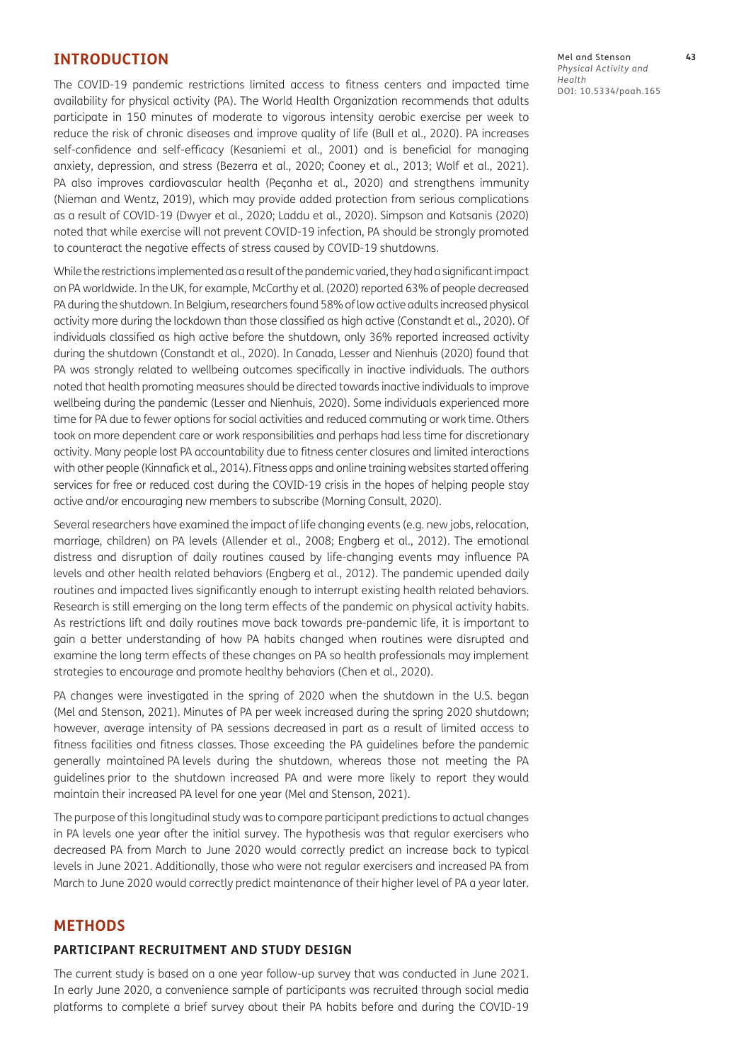## INTRODUCTION

The COVID-19 pandemic restrictions limited access to fitness centers and impacted time availability for physical activity (PA). The World Health Organization recommends that adults participate in 150 minutes of moderate to vigorous intensity aerobic exercise per week to reduce the risk of chronic diseases and improve quality of life (Bull et al., 2020). PA increases self-confidence and self-efficacy (Kesaniemi et al., 2001) and is beneficial for managing anxiety, depression, and stress (Bezerra et al., 2020; Cooney et al., 2013; Wolf et al., 2021). PA also improves cardiovascular health (Peçanha et al., 2020) and strengthens immunity (Nieman and Wentz, 2019), which may provide added protection from serious complications as a result of COVID-19 (Dwyer et al., 2020; Laddu et al., 2020). Simpson and Katsanis (2020) noted that while exercise will not prevent COVID-19 infection, PA should be strongly promoted to counteract the negative effects of stress caused by COVID-19 shutdowns.

While the restrictions implemented as a result of the pandemic varied, they had a significant impact on PA worldwide. In the UK, for example, McCarthy et al. (2020) reported 63% of people decreased PA during the shutdown. In Belgium, researchers found 58% of low active adults increased physical activity more during the lockdown than those classified as high active (Constandt et al., 2020). Of individuals classified as high active before the shutdown, only 36% reported increased activity during the shutdown (Constandt et al., 2020). In Canada, Lesser and Nienhuis (2020) found that PA was strongly related to wellbeing outcomes specifically in inactive individuals. The authors noted that health promoting measures should be directed towards inactive individuals to improve wellbeing during the pandemic (Lesser and Nienhuis, 2020). Some individuals experienced more time for PA due to fewer options for social activities and reduced commuting or work time. Others took on more dependent care or work responsibilities and perhaps had less time for discretionary activity. Many people lost PA accountability due to fitness center closures and limited interactions with other people (Kinnafick et al., 2014). Fitness apps and online training websites started offering services for free or reduced cost during the COVID-19 crisis in the hopes of helping people stay active and/or encouraging new members to subscribe (Morning Consult, 2020).

Several researchers have examined the impact of life changing events (e.g. new jobs, relocation, marriage, children) on PA levels (Allender et al., 2008; Engberg et al., 2012). The emotional distress and disruption of daily routines caused by life-changing events may influence PA levels and other health related behaviors (Engberg et al., 2012). The pandemic upended daily routines and impacted lives significantly enough to interrupt existing health related behaviors. Research is still emerging on the long term effects of the pandemic on physical activity habits. As restrictions lift and daily routines move back towards pre-pandemic life, it is important to gain a better understanding of how PA habits changed when routines were disrupted and examine the long term effects of these changes on PA so health professionals may implement strategies to encourage and promote healthy behaviors (Chen et al., 2020).

PA changes were investigated in the spring of 2020 when the shutdown in the U.S. began (Mel and Stenson, 2021). Minutes of PA per week increased during the spring 2020 shutdown; however, average intensity of PA sessions decreased in part as a result of limited access to fitness facilities and fitness classes. Those exceeding the PA guidelines before the pandemic generally maintained PA levels during the shutdown, whereas those not meeting the PA guidelines prior to the shutdown increased PA and were more likely to report they would maintain their increased PA level for one year (Mel and Stenson, 2021).

The purpose of this longitudinal study was to compare participant predictions to actual changes in PA levels one year after the initial survey. The hypothesis was that regular exercisers who decreased PA from March to June 2020 would correctly predict an increase back to typical levels in June 2021. Additionally, those who were not regular exercisers and increased PA from March to June 2020 would correctly predict maintenance of their higher level of PA a year later.

## METHODS

### PARTICIPANT RECRUITMENT AND STUDY DESIGN

The current study is based on a one year follow-up survey that was conducted in June 2021. In early June 2020, a convenience sample of participants was recruited through social media platforms to complete a brief survey about their PA habits before and during the COVID-19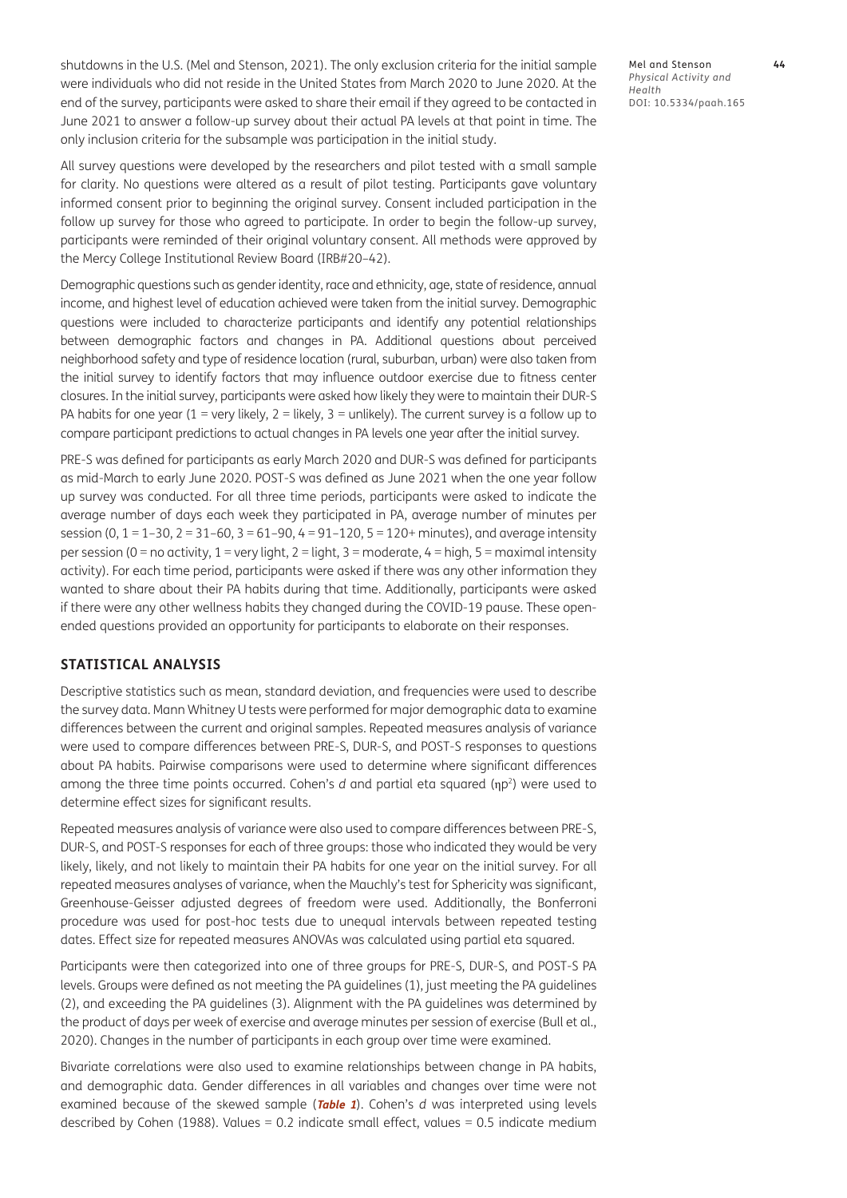shutdowns in the U.S. (Mel and Stenson, 2021). The only exclusion criteria for the initial sample were individuals who did not reside in the United States from March 2020 to June 2020. At the end of the survey, participants were asked to share their email if they agreed to be contacted in June 2021 to answer a follow-up survey about their actual PA levels at that point in time. The only inclusion criteria for the subsample was participation in the initial study.

All survey questions were developed by the researchers and pilot tested with a small sample for clarity. No questions were altered as a result of pilot testing. Participants gave voluntary informed consent prior to beginning the original survey. Consent included participation in the follow up survey for those who agreed to participate. In order to begin the follow-up survey, participants were reminded of their original voluntary consent. All methods were approved by the Mercy College Institutional Review Board (IRB#20–42).

Demographic questions such as gender identity, race and ethnicity, age, state of residence, annual income, and highest level of education achieved were taken from the initial survey. Demographic questions were included to characterize participants and identify any potential relationships between demographic factors and changes in PA. Additional questions about perceived neighborhood safety and type of residence location (rural, suburban, urban) were also taken from the initial survey to identify factors that may influence outdoor exercise due to fitness center closures. In the initial survey, participants were asked how likely they were to maintain their DUR-S PA habits for one year (1 = very likely, 2 = likely, 3 = unlikely). The current survey is a follow up to compare participant predictions to actual changes in PA levels one year after the initial survey.

PRE-S was defined for participants as early March 2020 and DUR-S was defined for participants as mid-March to early June 2020. POST-S was defined as June 2021 when the one year follow up survey was conducted. For all three time periods, participants were asked to indicate the average number of days each week they participated in PA, average number of minutes per session (0, 1 = 1–30, 2 = 31–60, 3 = 61–90, 4 = 91–120, 5 = 120+ minutes), and average intensity per session (0 = no activity, 1 = very light, 2 = light, 3 = moderate, 4 = high, 5 = maximal intensity activity). For each time period, participants were asked if there was any other information they wanted to share about their PA habits during that time. Additionally, participants were asked if there were any other wellness habits they changed during the COVID-19 pause. These open-ended questions provided an opportunity for participants to elaborate on their responses.

## STATISTICAL ANALYSIS

Descriptive statistics such as mean, standard deviation, and frequencies were used to describe the survey data. Mann Whitney U tests were performed for major demographic data to examine differences between the current and original samples. Repeated measures analysis of variance were used to compare differences between PRE-S, DUR-S, and POST-S responses to questions about PA habits. Pairwise comparisons were used to determine where significant differences among the three time points occurred. Cohen's *d* and partial eta squared ($\eta p^2$) were used to determine effect sizes for significant results.

Repeated measures analysis of variance were also used to compare differences between PRE-S, DUR-S, and POST-S responses for each of three groups: those who indicated they would be very likely, likely, and not likely to maintain their PA habits for one year on the initial survey. For all repeated measures analyses of variance, when the Mauchly's test for Sphericity was significant, Greenhouse-Geisser adjusted degrees of freedom were used. Additionally, the Bonferroni procedure was used for post-hoc tests due to unequal intervals between repeated testing dates. Effect size for repeated measures ANOVAs was calculated using partial eta squared.

Participants were then categorized into one of three groups for PRE-S, DUR-S, and POST-S PA levels. Groups were defined as not meeting the PA guidelines (1), just meeting the PA guidelines (2), and exceeding the PA guidelines (3). Alignment with the PA guidelines was determined by the product of days per week of exercise and average minutes per session of exercise (Bull et al., 2020). Changes in the number of participants in each group over time were examined.

Bivariate correlations were also used to examine relationships between change in PA habits, and demographic data. Gender differences in all variables and changes over time were not examined because of the skewed sample (**Table 1**). Cohen's *d* was interpreted using levels described by Cohen (1988). Values = 0.2 indicate small effect, values = 0.5 indicate medium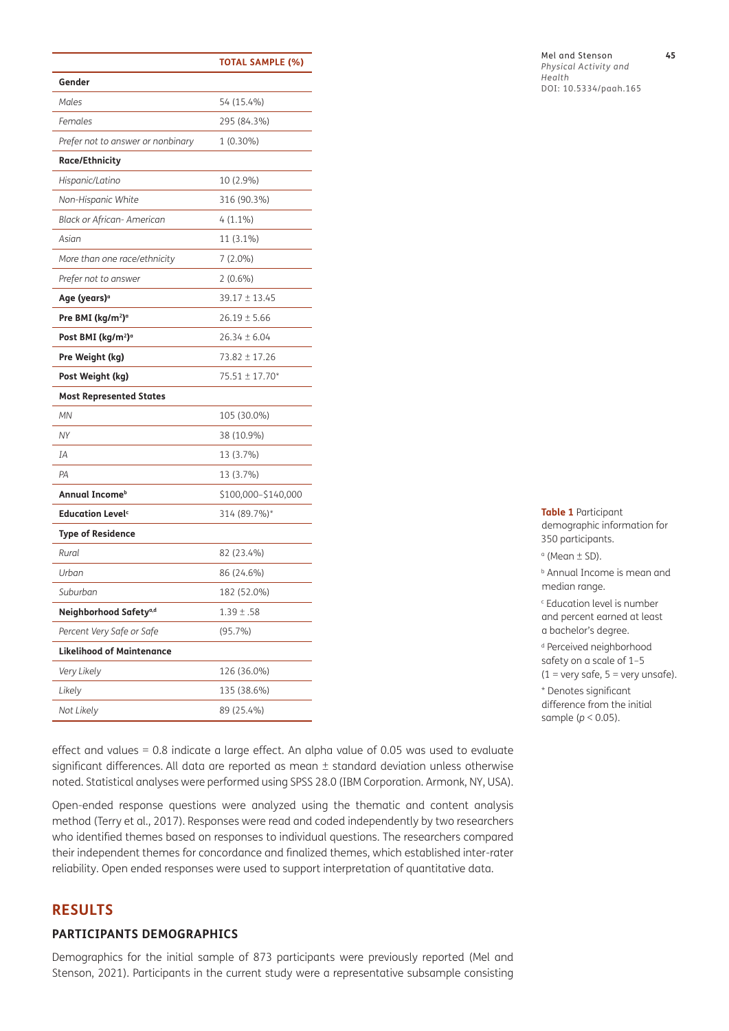| | TOTAL SAMPLE (%) |
|---|---|
| **Gender** | |
| *Males* | 54 (15.4%) |
| *Females* | 295 (84.3%) |
| *Prefer not to answer or nonbinary* | 1 (0.30%) |
| **Race/Ethnicity** | |
| *Hispanic/Latino* | 10 (2.9%) |
| *Non-Hispanic White* | 316 (90.3%) |
| *Black or African- American* | 4 (1.1%) |
| *Asian* | 11 (3.1%) |
| *More than one race/ethnicity* | 7 (2.0%) |
| *Prefer not to answer* | 2 (0.6%) |
| **Age (years)**[a] | 39.17 ± 13.45 |
| **Pre BMI (kg/m$^2$)**[a] | 26.19 ± 5.66 |
| **Post BMI (kg/m$^2$)**[a] | 26.34 ± 6.04 |
| **Pre Weight (kg)** | 73.82 ± 17.26 |
| **Post Weight (kg)** | 75.51 ± 17.70* |
| **Most Represented States** | |
| *MN* | 105 (30.0%) |
| *NY* | 38 (10.9%) |
| *IA* | 13 (3.7%) |
| *PA* | 13 (3.7%) |
| **Annual Income**[b] | \$100,000–\$140,000 |
| **Education Level**[c] | 314 (89.7%)* |
| **Type of Residence** | |
| *Rural* | 82 (23.4%) |
| *Urban* | 86 (24.6%) |
| *Suburban* | 182 (52.0%) |
| **Neighborhood Safety**[a,d] | 1.39 ± .58 |
| *Percent Very Safe or Safe* | (95.7%) |
| **Likelihood of Maintenance** | |
| *Very Likely* | 126 (36.0%) |
| *Likely* | 135 (38.6%) |
| *Not Likely* | 89 (25.4%) |

**Table 1** Participant demographic information for 350 participants.

[a] (Mean ± SD).

[b] Annual Income is mean and median range.

[c] Education level is number and percent earned at least a bachelor's degree.

[d] Perceived neighborhood safety on a scale of 1–5 (1 = very safe, 5 = very unsafe).

* Denotes significant difference from the initial sample ($p < 0.05$).

effect and values = 0.8 indicate a large effect. An alpha value of 0.05 was used to evaluate significant differences. All data are reported as mean ± standard deviation unless otherwise noted. Statistical analyses were performed using SPSS 28.0 (IBM Corporation. Armonk, NY, USA).

Open-ended response questions were analyzed using the thematic and content analysis method (Terry et al., 2017). Responses were read and coded independently by two researchers who identified themes based on responses to individual questions. The researchers compared their independent themes for concordance and finalized themes, which established inter-rater reliability. Open ended responses were used to support interpretation of quantitative data.

## RESULTS

### PARTICIPANTS DEMOGRAPHICS

Demographics for the initial sample of 873 participants were previously reported (Mel and Stenson, 2021). Participants in the current study were a representative subsample consisting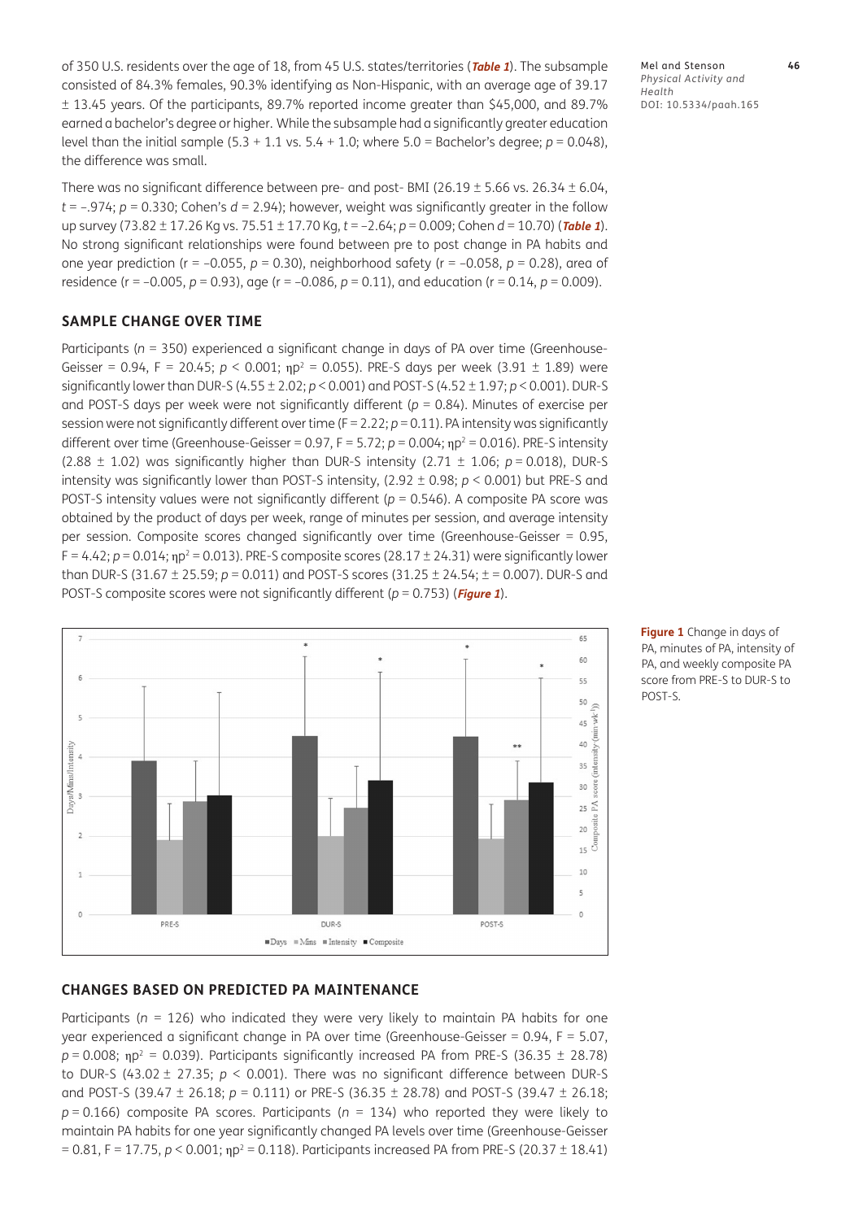of 350 U.S. residents over the age of 18, from 45 U.S. states/territories (***Table 1***). The subsample consisted of 84.3% females, 90.3% identifying as Non-Hispanic, with an average age of 39.17 ± 13.45 years. Of the participants, 89.7% reported income greater than \$45,000, and 89.7% earned a bachelor's degree or higher. While the subsample had a significantly greater education level than the initial sample (5.3 + 1.1 vs. 5.4 + 1.0; where 5.0 = Bachelor's degree; $p = 0.048$), the difference was small.

There was no significant difference between pre- and post- BMI (26.19 ± 5.66 vs. 26.34 ± 6.04, $t = -.974$; $p = 0.330$; Cohen's $d = 2.94$); however, weight was significantly greater in the follow up survey (73.82 ± 17.26 Kg vs. 75.51 ± 17.70 Kg, $t = -2.64$; $p = 0.009$; Cohen $d = 10.70$) (***Table 1***). No strong significant relationships were found between pre to post change in PA habits and one year prediction (r = –0.055, $p = 0.30$), neighborhood safety (r = –0.058, $p = 0.28$), area of residence (r = –0.005, $p = 0.93$), age (r = –0.086, $p = 0.11$), and education (r = 0.14, $p = 0.009$).

## SAMPLE CHANGE OVER TIME

Participants ($n = 350$) experienced a significant change in days of PA over time (Greenhouse-Geisser = 0.94, F = 20.45; $p < 0.001$; $\eta p^2 = 0.055$). PRE-S days per week (3.91 ± 1.89) were significantly lower than DUR-S (4.55 ± 2.02; $p < 0.001$) and POST-S (4.52 ± 1.97; $p < 0.001$). DUR-S and POST-S days per week were not significantly different ($p = 0.84$). Minutes of exercise per session were not significantly different over time (F = 2.22; $p = 0.11$). PA intensity was significantly different over time (Greenhouse-Geisser = 0.97, F = 5.72; $p = 0.004$; $\eta p^2 = 0.016$). PRE-S intensity (2.88 ± 1.02) was significantly higher than DUR-S intensity (2.71 ± 1.06; $p = 0.018$), DUR-S intensity was significantly lower than POST-S intensity, (2.92 ± 0.98; $p < 0.001$) but PRE-S and POST-S intensity values were not significantly different ($p = 0.546$). A composite PA score was obtained by the product of days per week, range of minutes per session, and average intensity per session. Composite scores changed significantly over time (Greenhouse-Geisser = 0.95, F = 4.42; $p = 0.014$; $\eta p^2 = 0.013$). PRE-S composite scores (28.17 ± 24.31) were significantly lower than DUR-S (31.67 ± 25.59; $p = 0.011$) and POST-S scores (31.25 ± 24.54; ± = 0.007). DUR-S and POST-S composite scores were not significantly different ($p = 0.753$) (***Figure 1***).

**Figure 1** Change in days of PA, minutes of PA, intensity of PA, and weekly composite PA score from PRE-S to DUR-S to POST-S.

## CHANGES BASED ON PREDICTED PA MAINTENANCE

Participants ($n = 126$) who indicated they were very likely to maintain PA habits for one year experienced a significant change in PA over time (Greenhouse-Geisser = 0.94, F = 5.07, $p = 0.008$; $\eta p^2 = 0.039$). Participants significantly increased PA from PRE-S (36.35 ± 28.78) to DUR-S (43.02 ± 27.35; $p < 0.001$). There was no significant difference between DUR-S and POST-S (39.47 ± 26.18; $p = 0.111$) or PRE-S (36.35 ± 28.78) and POST-S (39.47 ± 26.18; $p = 0.166$) composite PA scores. Participants ($n = 134$) who reported they were likely to maintain PA habits for one year significantly changed PA levels over time (Greenhouse-Geisser = 0.81, F = 17.75, $p < 0.001$; $\eta p^2 = 0.118$). Participants increased PA from PRE-S (20.37 ± 18.41)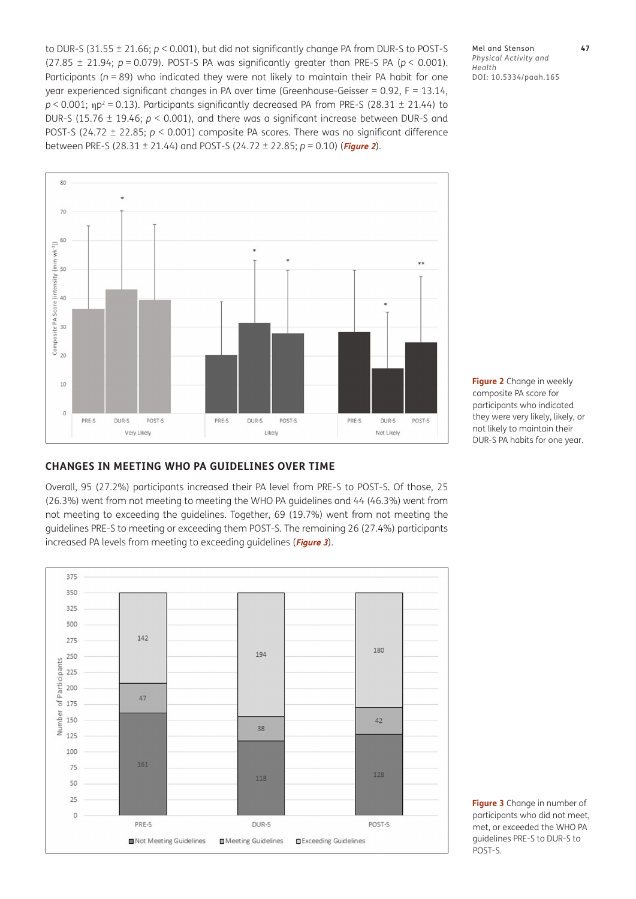to DUR-S (31.55 ± 21.66; $p < 0.001$), but did not significantly change PA from DUR-S to POST-S (27.85 ± 21.94; $p = 0.079$). POST-S PA was significantly greater than PRE-S PA ($p < 0.001$). Participants ($n = 89$) who indicated they were not likely to maintain their PA habit for one year experienced significant changes in PA over time (Greenhouse-Geisser = 0.92, F = 13.14, $p < 0.001$; $\eta p^2 = 0.13$). Participants significantly decreased PA from PRE-S (28.31 ± 21.44) to DUR-S (15.76 ± 19.46; $p < 0.001$), and there was a significant increase between DUR-S and POST-S (24.72 ± 22.85; $p < 0.001$) composite PA scores. There was no significant difference between PRE-S (28.31 ± 21.44) and POST-S (24.72 ± 22.85; $p = 0.10$) (***Figure 2***).

**Figure 2** Change in weekly composite PA score for participants who indicated they were very likely, likely, or not likely to maintain their DUR-S PA habits for one year.

## CHANGES IN MEETING WHO PA GUIDELINES OVER TIME

Overall, 95 (27.2%) participants increased their PA level from PRE-S to POST-S. Of those, 25 (26.3%) went from not meeting to meeting the WHO PA guidelines and 44 (46.3%) went from not meeting to exceeding the guidelines. Together, 69 (19.7%) went from not meeting the guidelines PRE-S to meeting or exceeding them POST-S. The remaining 26 (27.4%) participants increased PA levels from meeting to exceeding guidelines (***Figure 3***).

**Figure 3** Change in number of participants who did not meet, met, or exceeded the WHO PA guidelines PRE-S to DUR-S to POST-S.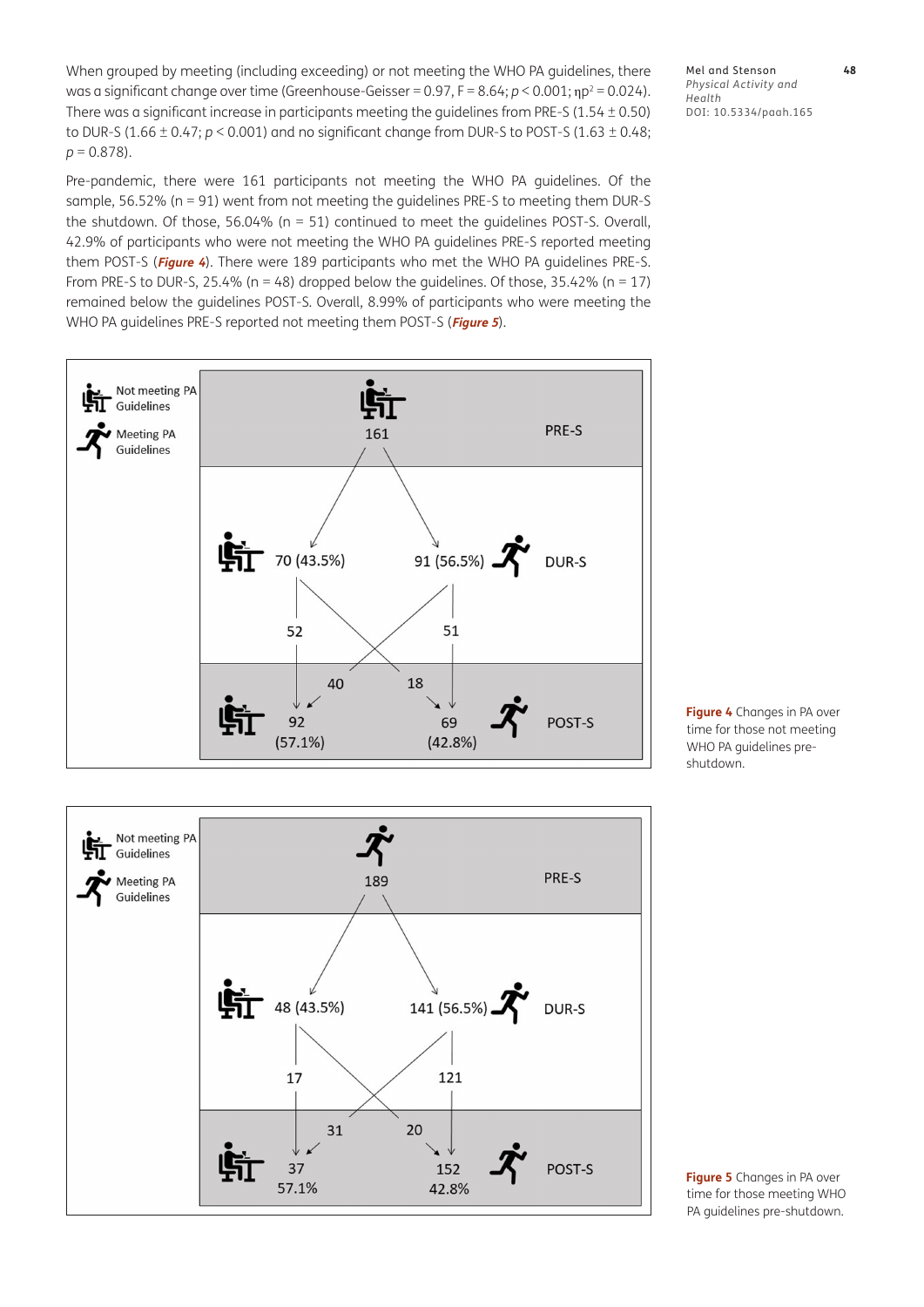When grouped by meeting (including exceeding) or not meeting the WHO PA guidelines, there was a significant change over time (Greenhouse-Geisser = 0.97, F = 8.64; $p < 0.001$; $\eta p^2 = 0.024$). There was a significant increase in participants meeting the guidelines from PRE-S (1.54 ± 0.50) to DUR-S (1.66 ± 0.47; $p < 0.001$) and no significant change from DUR-S to POST-S (1.63 ± 0.48; $p = 0.878$).

Pre-pandemic, there were 161 participants not meeting the WHO PA guidelines. Of the sample, 56.52% (n = 91) went from not meeting the guidelines PRE-S to meeting them DUR-S the shutdown. Of those, 56.04% (n = 51) continued to meet the guidelines POST-S. Overall, 42.9% of participants who were not meeting the WHO PA guidelines PRE-S reported meeting them POST-S (**Figure 4**). There were 189 participants who met the WHO PA guidelines PRE-S. From PRE-S to DUR-S, 25.4% (n = 48) dropped below the guidelines. Of those, 35.42% (n = 17) remained below the guidelines POST-S. Overall, 8.99% of participants who were meeting the WHO PA guidelines PRE-S reported not meeting them POST-S (**Figure 5**).

**Figure 4** Changes in PA over time for those not meeting WHO guidelines pre-shutdown.

**Figure 5** Changes in PA over time for those meeting WHO PA guidelines pre-shutdown.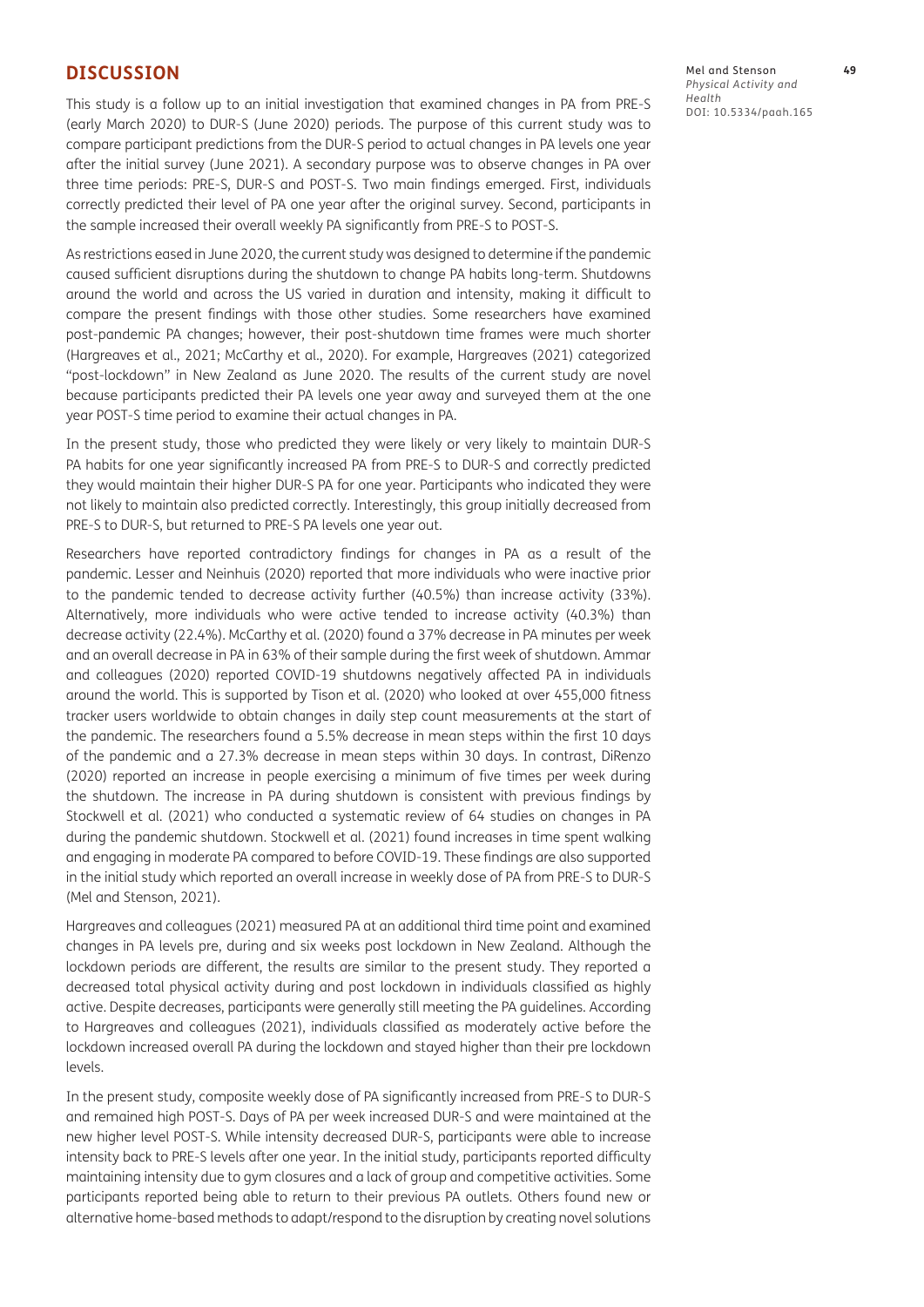## DISCUSSION

This study is a follow up to an initial investigation that examined changes in PA from PRE-S (early March 2020) to DUR-S (June 2020) periods. The purpose of this current study was to compare participant predictions from the DUR-S period to actual changes in PA levels one year after the initial survey (June 2021). A secondary purpose was to observe changes in PA over three time periods: PRE-S, DUR-S and POST-S. Two main findings emerged. First, individuals correctly predicted their level of PA one year after the original survey. Second, participants in the sample increased their overall weekly PA significantly from PRE-S to POST-S.

As restrictions eased in June 2020, the current study was designed to determine if the pandemic caused sufficient disruptions during the shutdown to change PA habits long-term. Shutdowns around the world and across the US varied in duration and intensity, making it difficult to compare the present findings with those other studies. Some researchers have examined post-pandemic PA changes; however, their post-shutdown time frames were much shorter (Hargreaves et al., 2021; McCarthy et al., 2020). For example, Hargreaves (2021) categorized "post-lockdown" in New Zealand as June 2020. The results of the current study are novel because participants predicted their PA levels one year away and surveyed them at the one year POST-S time period to examine their actual changes in PA.

In the present study, those who predicted they were likely or very likely to maintain DUR-S PA habits for one year significantly increased PA from PRE-S to DUR-S and correctly predicted they would maintain their higher DUR-S PA for one year. Participants who indicated they were not likely to maintain also predicted correctly. Interestingly, this group initially decreased from PRE-S to DUR-S, but returned to PRE-S PA levels one year out.

Researchers have reported contradictory findings for changes in PA as a result of the pandemic. Lesser and Neinhuis (2020) reported that more individuals who were inactive prior to the pandemic tended to decrease activity further (40.5%) than increase activity (33%). Alternatively, more individuals who were active tended to increase activity (40.3%) than decrease activity (22.4%). McCarthy et al. (2020) found a 37% decrease in PA minutes per week and an overall decrease in PA in 63% of their sample during the first week of shutdown. Ammar and colleagues (2020) reported COVID-19 shutdowns negatively affected PA in individuals around the world. This is supported by Tison et al. (2020) who looked at over 455,000 fitness tracker users worldwide to obtain changes in daily step count measurements at the start of the pandemic. The researchers found a 5.5% decrease in mean steps within the first 10 days of the pandemic and a 27.3% decrease in mean steps within 30 days. In contrast, DiRenzo (2020) reported an increase in people exercising a minimum of five times per week during the shutdown. The increase in PA during shutdown is consistent with previous findings by Stockwell et al. (2021) who conducted a systematic review of 64 studies on changes in PA during the pandemic shutdown. Stockwell et al. (2021) found increases in time spent walking and engaging in moderate PA compared to before COVID-19. These findings are also supported in the initial study which reported an overall increase in weekly dose of PA from PRE-S to DUR-S (Mel and Stenson, 2021).

Hargreaves and colleagues (2021) measured PA at an additional third time point and examined changes in PA levels pre, during and six weeks post lockdown in New Zealand. Although the lockdown periods are different, the results are similar to the present study. They reported a decreased total physical activity during and post lockdown in individuals classified as highly active. Despite decreases, participants were generally still meeting the PA guidelines. According to Hargreaves and colleagues (2021), individuals classified as moderately active before the lockdown increased overall PA during the lockdown and stayed higher than their pre lockdown levels.

In the present study, composite weekly dose of PA significantly increased from PRE-S to DUR-S and remained high POST-S. Days of PA per week increased DUR-S and were maintained at the new higher level POST-S. While intensity decreased DUR-S, participants were able to increase intensity back to PRE-S levels after one year. In the initial study, participants reported difficulty maintaining intensity due to gym closures and a lack of group and competitive activities. Some participants reported being able to return to their previous PA outlets. Others found new or alternative home-based methods to adapt/respond to the disruption by creating novel solutions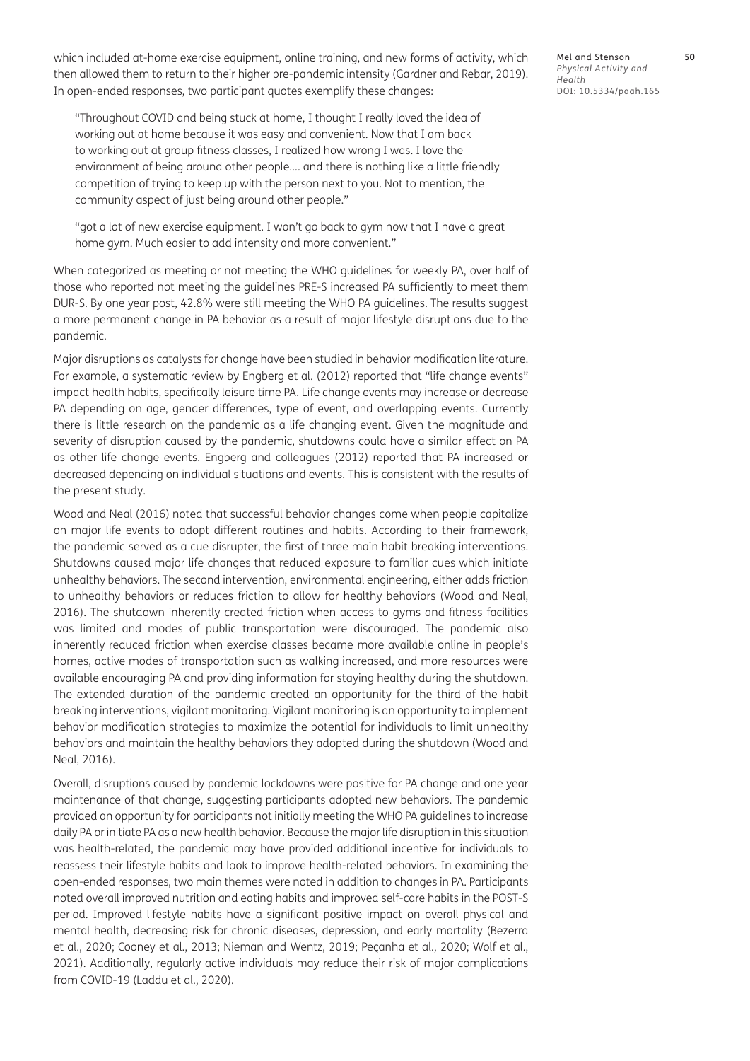which included at-home exercise equipment, online training, and new forms of activity, which then allowed them to return to their higher pre-pandemic intensity (Gardner and Rebar, 2019). In open-ended responses, two participant quotes exemplify these changes:

> "Throughout COVID and being stuck at home, I thought I really loved the idea of working out at home because it was easy and convenient. Now that I am back to working out at group fitness classes, I realized how wrong I was. I love the environment of being around other people.... and there is nothing like a little friendly competition of trying to keep up with the person next to you. Not to mention, the community aspect of just being around other people."

> "got a lot of new exercise equipment. I won't go back to gym now that I have a great home gym. Much easier to add intensity and more convenient."

When categorized as meeting or not meeting the WHO guidelines for weekly PA, over half of those who reported not meeting the guidelines PRE-S increased PA sufficiently to meet them DUR-S. By one year post, 42.8% were still meeting the WHO PA guidelines. The results suggest a more permanent change in PA behavior as a result of major lifestyle disruptions due to the pandemic.

Major disruptions as catalysts for change have been studied in behavior modification literature. For example, a systematic review by Engberg et al. (2012) reported that "life change events" impact health habits, specifically leisure time PA. Life change events may increase or decrease PA depending on age, gender differences, type of event, and overlapping events. Currently there is little research on the pandemic as a life changing event. Given the magnitude and severity of disruption caused by the pandemic, shutdowns could have a similar effect on PA as other life change events. Engberg and colleagues (2012) reported that PA increased or decreased depending on individual situations and events. This is consistent with the results of the present study.

Wood and Neal (2016) noted that successful behavior changes come when people capitalize on major life events to adopt different routines and habits. According to their framework, the pandemic served as a cue disrupter, the first of three main habit breaking interventions. Shutdowns caused major life changes that reduced exposure to familiar cues which initiate unhealthy behaviors. The second intervention, environmental engineering, either adds friction to unhealthy behaviors or reduces friction to allow for healthy behaviors (Wood and Neal, 2016). The shutdown inherently created friction when access to gyms and fitness facilities was limited and modes of public transportation were discouraged. The pandemic also inherently reduced friction when exercise classes became more available online in people's homes, active modes of transportation such as walking increased, and more resources were available encouraging PA and providing information for staying healthy during the shutdown. The extended duration of the pandemic created an opportunity for the third of the habit breaking interventions, vigilant monitoring. Vigilant monitoring is an opportunity to implement behavior modification strategies to maximize the potential for individuals to limit unhealthy behaviors and maintain the healthy behaviors they adopted during the shutdown (Wood and Neal, 2016).

Overall, disruptions caused by pandemic lockdowns were positive for PA change and one year maintenance of that change, suggesting participants adopted new behaviors. The pandemic provided an opportunity for participants not initially meeting the WHO PA guidelines to increase daily PA or initiate PA as a new health behavior. Because the major life disruption in this situation was health-related, the pandemic may have provided additional incentive for individuals to reassess their lifestyle habits and look to improve health-related behaviors. In examining the open-ended responses, two main themes were noted in addition to changes in PA. Participants noted overall improved nutrition and eating habits and improved self-care habits in the POST-S period. Improved lifestyle habits have a significant positive impact on overall physical and mental health, decreasing risk for chronic diseases, depression, and early mortality (Bezerra et al., 2020; Cooney et al., 2013; Nieman and Wentz, 2019; Peçanha et al., 2020; Wolf et al., 2021). Additionally, regularly active individuals may reduce their risk of major complications from COVID-19 (Laddu et al., 2020).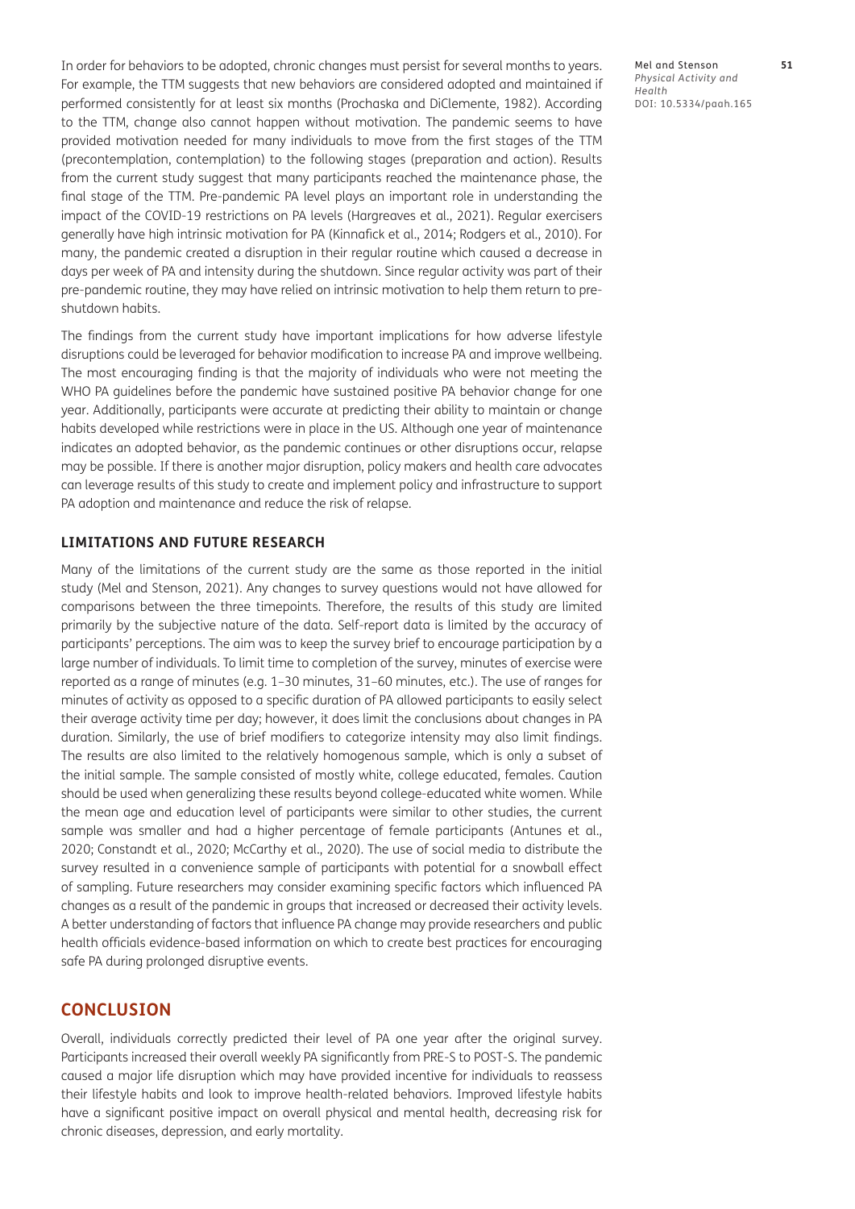In order for behaviors to be adopted, chronic changes must persist for several months to years. For example, the TTM suggests that new behaviors are considered adopted and maintained if performed consistently for at least six months (Prochaska and DiClemente, 1982). According to the TTM, change also cannot happen without motivation. The pandemic seems to have provided motivation needed for many individuals to move from the first stages of the TTM (precontemplation, contemplation) to the following stages (preparation and action). Results from the current study suggest that many participants reached the maintenance phase, the final stage of the TTM. Pre-pandemic PA level plays an important role in understanding the impact of the COVID-19 restrictions on PA levels (Hargreaves et al., 2021). Regular exercisers generally have high intrinsic motivation for PA (Kinnafick et al., 2014; Rodgers et al., 2010). For many, the pandemic created a disruption in their regular routine which caused a decrease in days per week of PA and intensity during the shutdown. Since regular activity was part of their pre-pandemic routine, they may have relied on intrinsic motivation to help them return to pre-shutdown habits.

The findings from the current study have important implications for how adverse lifestyle disruptions could be leveraged for behavior modification to increase PA and improve wellbeing. The most encouraging finding is that the majority of individuals who were not meeting the WHO PA guidelines before the pandemic have sustained positive PA behavior change for one year. Additionally, participants were accurate at predicting their ability to maintain or change habits developed while restrictions were in place in the US. Although one year of maintenance indicates an adopted behavior, as the pandemic continues or other disruptions occur, relapse may be possible. If there is another major disruption, policy makers and health care advocates can leverage results of this study to create and implement policy and infrastructure to support PA adoption and maintenance and reduce the risk of relapse.

### LIMITATIONS AND FUTURE RESEARCH

Many of the limitations of the current study are the same as those reported in the initial study (Mel and Stenson, 2021). Any changes to survey questions would not have allowed for comparisons between the three timepoints. Therefore, the results of this study are limited primarily by the subjective nature of the data. Self-report data is limited by the accuracy of participants' perceptions. The aim was to keep the survey brief to encourage participation by a large number of individuals. To limit time to completion of the survey, minutes of exercise were reported as a range of minutes (e.g. 1–30 minutes, 31–60 minutes, etc.). The use of ranges for minutes of activity as opposed to a specific duration of PA allowed participants to easily select their average activity time per day; however, it does limit the conclusions about changes in PA duration. Similarly, the use of brief modifiers to categorize intensity may also limit findings. The results are also limited to the relatively homogenous sample, which is only a subset of the initial sample. The sample consisted of mostly white, college educated, females. Caution should be used when generalizing these results beyond college-educated white women. While the mean age and education level of participants were similar to other studies, the current sample was smaller and had a higher percentage of female participants (Antunes et al., 2020; Constandt et al., 2020; McCarthy et al., 2020). The use of social media to distribute the survey resulted in a convenience sample of participants with potential for a snowball effect of sampling. Future researchers may consider examining specific factors which influenced PA changes as a result of the pandemic in groups that increased or decreased their activity levels. A better understanding of factors that influence PA change may provide researchers and public health officials evidence-based information on which to create best practices for encouraging safe PA during prolonged disruptive events.

## CONCLUSION

Overall, individuals correctly predicted their level of PA one year after the original survey. Participants increased their overall weekly PA significantly from PRE-S to POST-S. The pandemic caused a major life disruption which may have provided incentive for individuals to reassess their lifestyle habits and look to improve health-related behaviors. Improved lifestyle habits have a significant positive impact on overall physical and mental health, decreasing risk for chronic diseases, depression, and early mortality.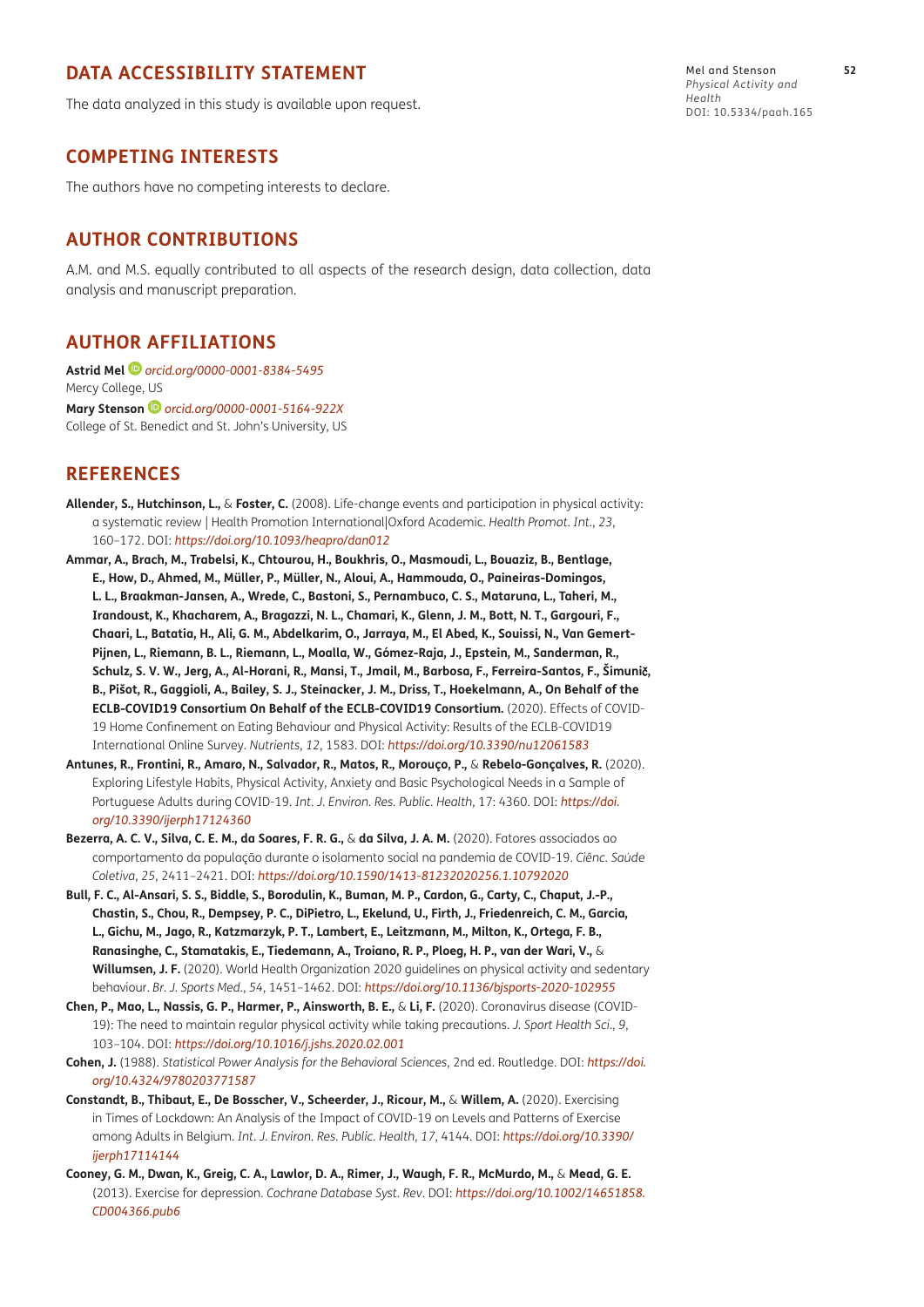## DATA ACCESSIBILITY STATEMENT

The data analyzed in this study is available upon request.

## COMPETING INTERESTS

The authors have no competing interests to declare.

## AUTHOR CONTRIBUTIONS

A.M. and M.S. equally contributed to all aspects of the research design, data collection, data analysis and manuscript preparation.

## AUTHOR AFFILIATIONS

**Astrid Mel** *orcid.org/0000-0001-8384-5495*
Mercy College, US

**Mary Stenson** *orcid.org/0000-0001-5164-922X*
College of St. Benedict and St. John's University, US

## REFERENCES

**Allender, S., Hutchinson, L.,** & **Foster, C.** (2008). Life-change events and participation in physical activity: a systematic review | Health Promotion International|Oxford Academic. *Health Promot. Int.*, *23*, 160–172. DOI: *https://doi.org/10.1093/heapro/dan012*

**Ammar, A., Brach, M., Trabelsi, K., Chtourou, H., Boukhris, O., Masmoudi, L., Bouaziz, B., Bentlage, E., How, D., Ahmed, M., Müller, P., Müller, N., Aloui, A., Hammouda, O., Paineiras-Domingos, L. L., Braakman-Jansen, A., Wrede, C., Bastoni, S., Pernambuco, C. S., Mataruna, L., Taheri, M., Irandoust, K., Khacharem, A., Bragazzi, N. L., Chamari, K., Glenn, J. M., Bott, N. T., Gargouri, F., Chaari, L., Batatia, H., Ali, G. M., Abdelkarim, O., Jarraya, M., El Abed, K., Souissi, N., Van Gemert-Pijnen, L., Riemann, B. L., Riemann, L., Moalla, W., Gómez-Raja, J., Epstein, M., Sanderman, R., Schulz, S. V. W., Jerg, A., Al-Horani, R., Mansi, T., Jmail, M., Barbosa, F., Ferreira-Santos, F., Šimunič, B., Pišot, R., Gaggioli, A., Bailey, S. J., Steinacker, J. M., Driss, T., Hoekelmann, A., On Behalf of the ECLB-COVID19 Consortium On Behalf of the ECLB-COVID19 Consortium.** (2020). Effects of COVID-19 Home Confinement on Eating Behaviour and Physical Activity: Results of the ECLB-COVID19 International Online Survey. *Nutrients*, *12*, 1583. DOI: *https://doi.org/10.3390/nu12061583*

**Antunes, R., Frontini, R., Amaro, N., Salvador, R., Matos, R., Morouço, P.,** & **Rebelo-Gonçalves, R.** (2020). Exploring Lifestyle Habits, Physical Activity, Anxiety and Basic Psychological Needs in a Sample of Portuguese Adults during COVID-19. *Int. J. Environ. Res. Public. Health*, 17: 4360. DOI: *https://doi.org/10.3390/ijerph17124360*

**Bezerra, A. C. V., Silva, C. E. M., da Soares, F. R. G.,** & **da Silva, J. A. M.** (2020). Fatores associados ao comportamento da população durante o isolamento social na pandemia de COVID-19. *Ciênc. Saúde Coletiva*, *25*, 2411–2421. DOI: *https://doi.org/10.1590/1413-81232020256.1.10792020*

**Bull, F. C., Al-Ansari, S. S., Biddle, S., Borodulin, K., Buman, M. P., Cardon, G., Carty, C., Chaput, J.-P., Chastin, S., Chou, R., Dempsey, P. C., DiPietro, L., Ekelund, U., Firth, J., Friedenreich, C. M., Garcia, L., Gichu, M., Jago, R., Katzmarzyk, P. T., Lambert, E., Leitzmann, M., Milton, K., Ortega, F. B., Ranasinghe, C., Stamatakis, E., Tiedemann, A., Troiano, R. P., Ploeg, H. P., van der Wari, V.,** & **Willumsen, J. F.** (2020). World Health Organization 2020 guidelines on physical activity and sedentary behaviour. *Br. J. Sports Med.*, *54*, 1451–1462. DOI: *https://doi.org/10.1136/bjsports-2020-102955*

**Chen, P., Mao, L., Nassis, G. P., Harmer, P., Ainsworth, B. E.,** & **Li, F.** (2020). Coronavirus disease (COVID-19): The need to maintain regular physical activity while taking precautions. *J. Sport Health Sci.*, *9*, 103–104. DOI: *https://doi.org/10.1016/j.jshs.2020.02.001*

**Cohen, J.** (1988). *Statistical Power Analysis for the Behavioral Sciences*, 2nd ed. Routledge. DOI: *https://doi.org/10.4324/9780203771587*

**Constandt, B., Thibaut, E., De Bosscher, V., Scheerder, J., Ricour, M.,** & **Willem, A.** (2020). Exercising in Times of Lockdown: An Analysis of the Impact of COVID-19 on Levels and Patterns of Exercise among Adults in Belgium. *Int. J. Environ. Res. Public. Health*, *17*, 4144. DOI: *https://doi.org/10.3390/ijerph17114144*

**Cooney, G. M., Dwan, K., Greig, C. A., Lawlor, D. A., Rimer, J., Waugh, F. R., McMurdo, M.,** & **Mead, G. E.** (2013). Exercise for depression. *Cochrane Database Syst. Rev*. DOI: *https://doi.org/10.1002/14651858.CD004366.pub6*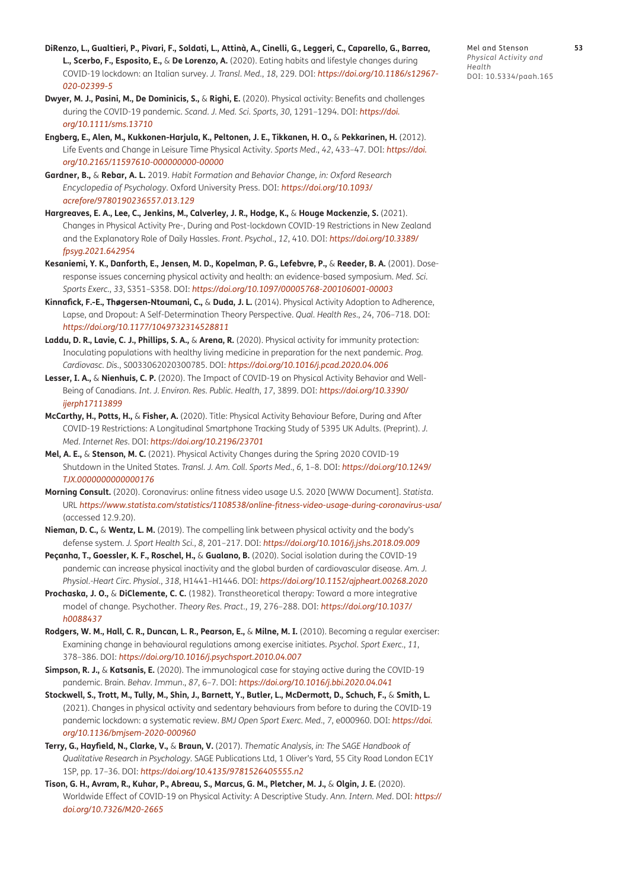**DiRenzo, L., Gualtieri, P., Pivari, F., Soldati, L., Attinà, A., Cinelli, G., Leggeri, C., Caparello, G., Barrea, L., Scerbo, F., Esposito, E.,** & **De Lorenzo, A.** (2020). Eating habits and lifestyle changes during COVID-19 lockdown: an Italian survey. *J. Transl. Med.*, *18*, 229. DOI: *https://doi.org/10.1186/s12967-020-02399-5*

**Dwyer, M. J., Pasini, M., De Dominicis, S.,** & **Righi, E.** (2020). Physical activity: Benefits and challenges during the COVID-19 pandemic. *Scand. J. Med. Sci. Sports*, *30*, 1291–1294. DOI: *https://doi.org/10.1111/sms.13710*

**Engberg, E., Alen, M., Kukkonen-Harjula, K., Peltonen, J. E., Tikkanen, H. O.,** & **Pekkarinen, H.** (2012). Life Events and Change in Leisure Time Physical Activity. *Sports Med.*, *42*, 433–47. DOI: *https://doi.org/10.2165/11597610-000000000-00000*

**Gardner, B.,** & **Rebar, A. L.** 2019. *Habit Formation and Behavior Change, in: Oxford Research Encyclopedia of Psychology*. Oxford University Press. DOI: *https://doi.org/10.1093/acrefore/9780190236557.013.129*

**Hargreaves, E. A., Lee, C., Jenkins, M., Calverley, J. R., Hodge, K.,** & **Houge Mackenzie, S.** (2021). Changes in Physical Activity Pre-, During and Post-lockdown COVID-19 Restrictions in New Zealand and the Explanatory Role of Daily Hassles. *Front. Psychol.*, *12*, 410. DOI: *https://doi.org/10.3389/fpsyg.2021.642954*

**Kesaniemi, Y. K., Danforth, E., Jensen, M. D., Kopelman, P. G., Lefebvre, P.,** & **Reeder, B. A.** (2001). Dose-response issues concerning physical activity and health: an evidence-based symposium. *Med. Sci. Sports Exerc.*, *33*, S351–S358. DOI: *https://doi.org/10.1097/00005768-200106001-00003*

**Kinnafick, F.-E., Thøgersen-Ntoumani, C.,** & **Duda, J. L.** (2014). Physical Activity Adoption to Adherence, Lapse, and Dropout: A Self-Determination Theory Perspective. *Qual. Health Res.*, *24*, 706–718. DOI: *https://doi.org/10.1177/1049732314528811*

**Laddu, D. R., Lavie, C. J., Phillips, S. A.,** & **Arena, R.** (2020). Physical activity for immunity protection: Inoculating populations with healthy living medicine in preparation for the next pandemic. *Prog. Cardiovasc. Dis.*, S0033062020300785. DOI: *https://doi.org/10.1016/j.pcad.2020.04.006*

**Lesser, I. A.,** & **Nienhuis, C. P.** (2020). The Impact of COVID-19 on Physical Activity Behavior and Well-Being of Canadians. *Int. J. Environ. Res. Public. Health*, *17*, 3899. DOI: *https://doi.org/10.3390/ijerph17113899*

**McCarthy, H., Potts, H.,** & **Fisher, A.** (2020). Title: Physical Activity Behaviour Before, During and After COVID-19 Restrictions: A Longitudinal Smartphone Tracking Study of 5395 UK Adults. (Preprint). *J. Med. Internet Res*. DOI: *https://doi.org/10.2196/23701*

**Mel, A. E.,** & **Stenson, M. C.** (2021). Physical Activity Changes during the Spring 2020 COVID-19 Shutdown in the United States. *Transl. J. Am. Coll. Sports Med.*, *6*, 1–8. DOI: *https://doi.org/10.1249/TJX.0000000000000176*

**Morning Consult.** (2020). Coronavirus: online fitness video usage U.S. 2020 [WWW Document]. *Statista*. URL *https://www.statista.com/statistics/1108538/online-fitness-video-usage-during-coronavirus-usa/* (accessed 12.9.20).

**Nieman, D. C.,** & **Wentz, L. M.** (2019). The compelling link between physical activity and the body's defense system. *J. Sport Health Sci.*, *8*, 201–217. DOI: *https://doi.org/10.1016/j.jshs.2018.09.009*

**Peçanha, T., Goessler, K. F., Roschel, H.,** & **Gualano, B.** (2020). Social isolation during the COVID-19 pandemic can increase physical inactivity and the global burden of cardiovascular disease. *Am. J. Physiol.-Heart Circ. Physiol.*, *318*, H1441–H1446. DOI: *https://doi.org/10.1152/ajpheart.00268.2020*

**Prochaska, J. O.,** & **DiClemente, C. C.** (1982). Transtheoretical therapy: Toward a more integrative model of change. Psychother. *Theory Res. Pract.*, *19*, 276–288. DOI: *https://doi.org/10.1037/h0088437*

**Rodgers, W. M., Hall, C. R., Duncan, L. R., Pearson, E.,** & **Milne, M. I.** (2010). Becoming a regular exerciser: Examining change in behavioural regulations among exercise initiates. *Psychol. Sport Exerc.*, *11*, 378–386. DOI: *https://doi.org/10.1016/j.psychsport.2010.04.007*

**Simpson, R. J.,** & **Katsanis, E.** (2020). The immunological case for staying active during the COVID-19 pandemic. Brain. *Behav. Immun.*, *87*, 6–7. DOI: *https://doi.org/10.1016/j.bbi.2020.04.041*

**Stockwell, S., Trott, M., Tully, M., Shin, J., Barnett, Y., Butler, L., McDermott, D., Schuch, F.,** & **Smith, L.** (2021). Changes in physical activity and sedentary behaviours from before to during the COVID-19 pandemic lockdown: a systematic review. *BMJ Open Sport Exerc. Med.*, *7*, e000960. DOI: *https://doi.org/10.1136/bmjsem-2020-000960*

**Terry, G., Hayfield, N., Clarke, V.,** & **Braun, V.** (2017). *Thematic Analysis, in: The SAGE Handbook of Qualitative Research in Psychology*. SAGE Publications Ltd, 1 Oliver's Yard, 55 City Road London EC1Y 1SP, pp. 17–36. DOI: *https://doi.org/10.4135/9781526405555.n2*

**Tison, G. H., Avram, R., Kuhar, P., Abreau, S., Marcus, G. M., Pletcher, M. J.,** & **Olgin, J. E.** (2020). Worldwide Effect of COVID-19 on Physical Activity: A Descriptive Study. *Ann. Intern. Med*. DOI: *https://doi.org/10.7326/M20-2665*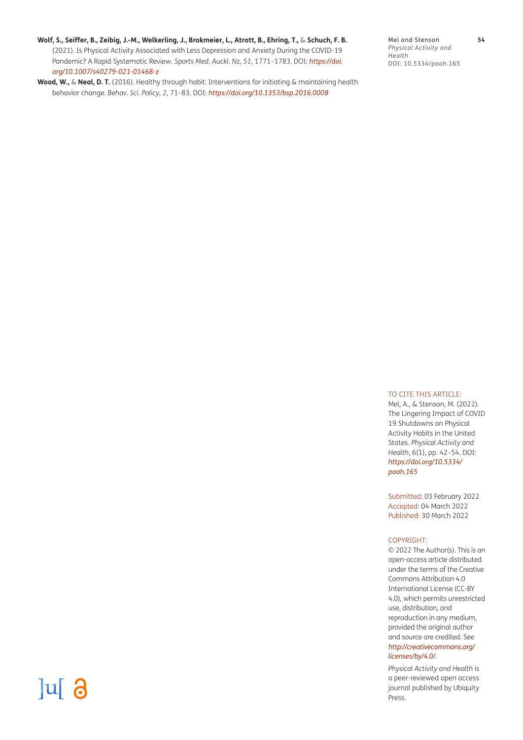**Wolf, S., Seiffer, B., Zeibig, J.-M., Welkerling, J., Brokmeier, L., Atrott, B., Ehring, T.,** & **Schuch, F. B.** (2021). Is Physical Activity Associated with Less Depression and Anxiety During the COVID-19 Pandemic? A Rapid Systematic Review. *Sports Med. Auckl. Nz*, *51*, 1771–1783. DOI: *https://doi.org/10.1007/s40279-021-01468-z*

**Wood, W.,** & **Neal, D. T.** (2016). Healthy through habit: Interventions for initiating & maintaining health behavior change. *Behav. Sci. Policy*, *2*, 71–83. DOI: *https://doi.org/10.1353/bsp.2016.0008*

TO CITE THIS ARTICLE:

Mel, A., & Stenson, M. (2022). The Lingering Impact of COVID 19 Shutdowns on Physical Activity Habits in the United States. *Physical Activity and Health*, 6(1), pp. 42–54. DOI: *https://doi.org/10.5334/paah.165*

Submitted: 03 February 2022
Accepted: 04 March 2022
Published: 30 March 2022

COPYRIGHT:

© 2022 The Author(s). This is an open-access article distributed under the terms of the Creative Commons Attribution 4.0 International License (CC-BY 4.0), which permits unrestricted use, distribution, and reproduction in any medium, provided the original author and source are credited. See *http://creativecommons.org/licenses/by/4.0/*.

*Physical Activity and Health* is a peer-reviewed open access journal published by Ubiquity Press.